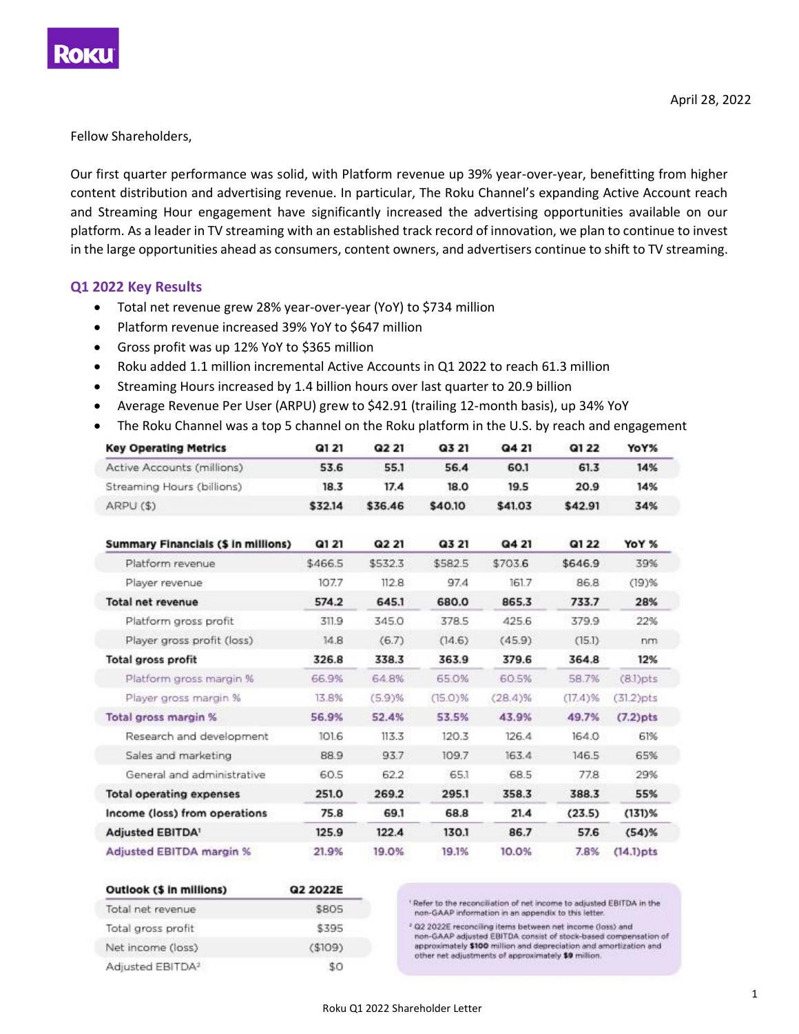Roku

April 28, 2022

Fellow Shareholders,

Our first quarter performance was solid, with Platform revenue up 39% year-over-year, benefitting from higher content distribution and advertising revenue. In particular, The Roku Channel's expanding Active Account reach and Streaming Hour engagement have significantly increased the advertising opportunities available on our platform. As a leader in TV streaming with an established track record of innovation, we plan to continue to invest in the large opportunities ahead as consumers, content owners, and advertisers continue to shift to TV streaming.

## Q1 2022 Key Results

- Total net revenue grew 28% year-over-year (YoY) to $734 million
- Platform revenue increased 39% YoY to $647 million
- Gross profit was up 12% YoY to $365 million
- Roku added 1.1 million incremental Active Accounts in Q1 2022 to reach 61.3 million
- Streaming Hours increased by 1.4 billion hours over last quarter to 20.9 billion
- Average Revenue Per User (ARPU) grew to $42.91 (trailing 12-month basis), up 34% YoY
- The Roku Channel was a top 5 channel on the Roku platform in the U.S. by reach and engagement

| Key Operating Metrics | Q1 21 | Q2 21 | Q3 21 | Q4 21 | Q1 22 | YoY% |
|---|---|---|---|---|---|---|
| Active Accounts (millions) | 53.6 | 55.1 | 56.4 | 60.1 | 61.3 | 14% |
| Streaming Hours (billions) | 18.3 | 17.4 | 18.0 | 19.5 | 20.9 | 14% |
| ARPU ($) | $32.14 | $36.46 | $40.10 | $41.03 | $42.91 | 34% |

| Summary Financials ($ in millions) | Q1 21 | Q2 21 | Q3 21 | Q4 21 | Q1 22 | YoY % |
|---|---|---|---|---|---|---|
| Platform revenue | $466.5 | $532.3 | $582.5 | $703.6 | $646.9 | 39% |
| Player revenue | 107.7 | 112.8 | 97.4 | 161.7 | 86.8 | (19)% |
| **Total net revenue** | **574.2** | **645.1** | **680.0** | **865.3** | **733.7** | **28%** |
| Platform gross profit | 311.9 | 345.0 | 378.5 | 425.6 | 379.9 | 22% |
| Player gross profit (loss) | 14.8 | (6.7) | (14.6) | (45.9) | (15.1) | nm |
| **Total gross profit** | **326.8** | **338.3** | **363.9** | **379.6** | **364.8** | **12%** |
| Platform gross margin % | 66.9% | 64.8% | 65.0% | 60.5% | 58.7% | (8.1)pts |
| Player gross margin % | 13.8% | (5.9)% | (15.0)% | (28.4)% | (17.4)% | (31.2)pts |
| **Total gross margin %** | **56.9%** | **52.4%** | **53.5%** | **43.9%** | **49.7%** | **(7.2)pts** |
| Research and development | 101.6 | 113.3 | 120.3 | 126.4 | 164.0 | 61% |
| Sales and marketing | 88.9 | 93.7 | 109.7 | 163.4 | 146.5 | 65% |
| General and administrative | 60.5 | 62.2 | 65.1 | 68.5 | 77.8 | 29% |
| **Total operating expenses** | **251.0** | **269.2** | **295.1** | **358.3** | **388.3** | **55%** |
| **Income (loss) from operations** | **75.8** | **69.1** | **68.8** | **21.4** | **(23.5)** | **(131)%** |
| **Adjusted EBITDA**[1] | **125.9** | **122.4** | **130.1** | **86.7** | **57.6** | **(54)%** |
| **Adjusted EBITDA margin %** | **21.9%** | **19.0%** | **19.1%** | **10.0%** | **7.8%** | **(14.1)pts** |

| Outlook ($ in millions) | Q2 2022E |
|---|---|
| Total net revenue | $805 |
| Total gross profit | $395 |
| Net income (loss) | ($109) |
| Adjusted EBITDA[2] | $0 |

[1] Refer to the reconciliation of net income to adjusted EBITDA in the non-GAAP information in an appendix to this letter.

[2] Q2 2022E reconciling items between net income (loss) and non-GAAP adjusted EBITDA consist of stock-based compensation of approximately **$100** million and depreciation and amortization and other net adjustments of approximately **$9** million.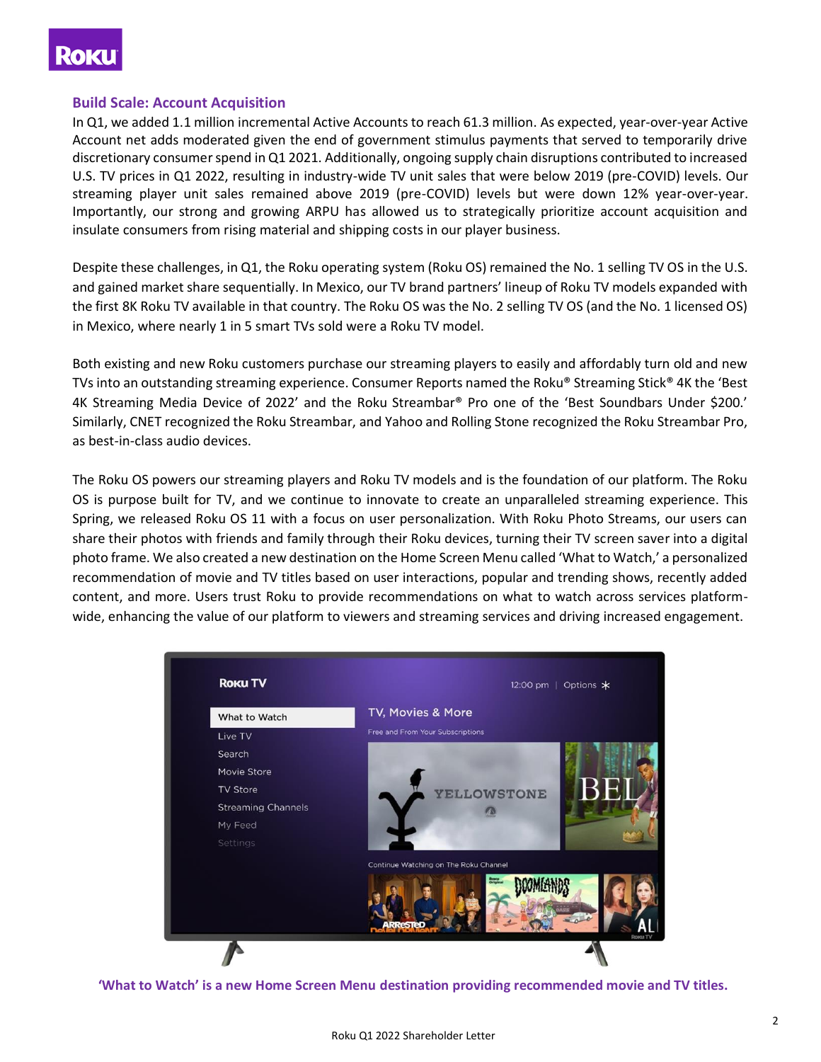## Build Scale: Account Acquisition

In Q1, we added 1.1 million incremental Active Accounts to reach 61.3 million. As expected, year-over-year Active Account net adds moderated given the end of government stimulus payments that served to temporarily drive discretionary consumer spend in Q1 2021. Additionally, ongoing supply chain disruptions contributed to increased U.S. TV prices in Q1 2022, resulting in industry-wide TV unit sales that were below 2019 (pre-COVID) levels. Our streaming player unit sales remained above 2019 (pre-COVID) levels but were down 12% year-over-year. Importantly, our strong and growing ARPU has allowed us to strategically prioritize account acquisition and insulate consumers from rising material and shipping costs in our player business.

Despite these challenges, in Q1, the Roku operating system (Roku OS) remained the No. 1 selling TV OS in the U.S. and gained market share sequentially. In Mexico, our TV brand partners' lineup of Roku TV models expanded with the first 8K Roku TV available in that country. The Roku OS was the No. 2 selling TV OS (and the No. 1 licensed OS) in Mexico, where nearly 1 in 5 smart TVs sold were a Roku TV model.

Both existing and new Roku customers purchase our streaming players to easily and affordably turn old and new TVs into an outstanding streaming experience. Consumer Reports named the Roku® Streaming Stick® 4K the 'Best 4K Streaming Media Device of 2022' and the Roku Streambar® Pro one of the 'Best Soundbars Under $200.' Similarly, CNET recognized the Roku Streambar, and Yahoo and Rolling Stone recognized the Roku Streambar Pro, as best-in-class audio devices.

The Roku OS powers our streaming players and Roku TV models and is the foundation of our platform. The Roku OS is purpose built for TV, and we continue to innovate to create an unparalleled streaming experience. This Spring, we released Roku OS 11 with a focus on user personalization. With Roku Photo Streams, our users can share their photos with friends and family through their Roku devices, turning their TV screen saver into a digital photo frame. We also created a new destination on the Home Screen Menu called 'What to Watch,' a personalized recommendation of movie and TV titles based on user interactions, popular and trending shows, recently added content, and more. Users trust Roku to provide recommendations on what to watch across services platform-wide, enhancing the value of our platform to viewers and streaming services and driving increased engagement.

**'What to Watch' is a new Home Screen Menu destination providing recommended movie and TV titles.**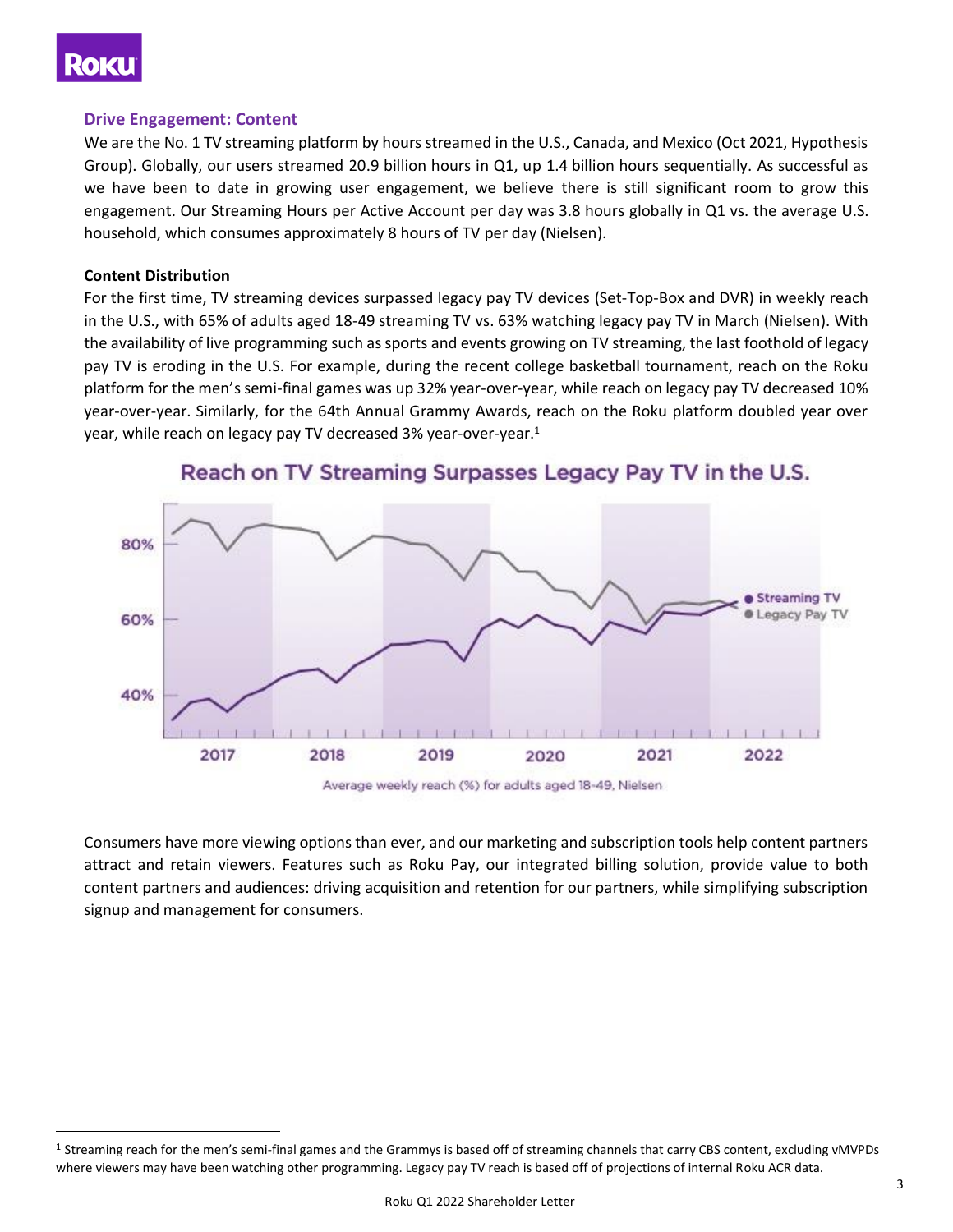## Drive Engagement: Content

We are the No. 1 TV streaming platform by hours streamed in the U.S., Canada, and Mexico (Oct 2021, Hypothesis Group). Globally, our users streamed 20.9 billion hours in Q1, up 1.4 billion hours sequentially. As successful as we have been to date in growing user engagement, we believe there is still significant room to grow this engagement. Our Streaming Hours per Active Account per day was 3.8 hours globally in Q1 vs. the average U.S. household, which consumes approximately 8 hours of TV per day (Nielsen).

### Content Distribution

For the first time, TV streaming devices surpassed legacy pay TV devices (Set-Top-Box and DVR) in weekly reach in the U.S., with 65% of adults aged 18-49 streaming TV vs. 63% watching legacy pay TV in March (Nielsen). With the availability of live programming such as sports and events growing on TV streaming, the last foothold of legacy pay TV is eroding in the U.S. For example, during the recent college basketball tournament, reach on the Roku platform for the men's semi-final games was up 32% year-over-year, while reach on legacy pay TV decreased 10% year-over-year. Similarly, for the 64th Annual Grammy Awards, reach on the Roku platform doubled year over year, while reach on legacy pay TV decreased 3% year-over-year.[1]

**Reach on TV Streaming Surpasses Legacy Pay TV in the U.S.**

Average weekly reach (%) for adults aged 18-49, Nielsen

Consumers have more viewing options than ever, and our marketing and subscription tools help content partners attract and retain viewers. Features such as Roku Pay, our integrated billing solution, provide value to both content partners and audiences: driving acquisition and retention for our partners, while simplifying subscription signup and management for consumers.

[1] Streaming reach for the men's semi-final games and the Grammys is based off of streaming channels that carry CBS content, excluding vMVPDs where viewers may have been watching other programming. Legacy pay TV reach is based off of projections of internal Roku ACR data.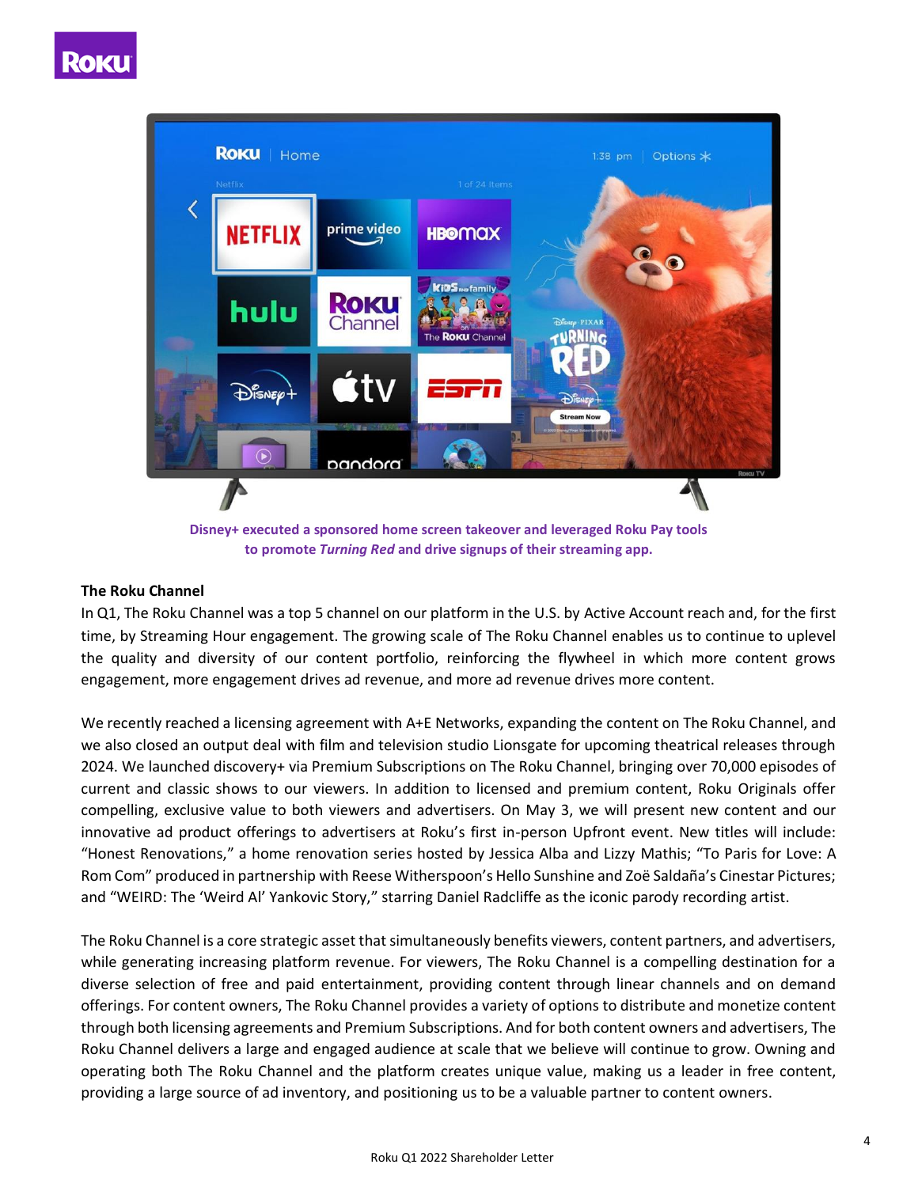Disney+ executed a sponsored home screen takeover and leveraged Roku Pay tools to promote *Turning Red* and drive signups of their streaming app.

**The Roku Channel**

In Q1, The Roku Channel was a top 5 channel on our platform in the U.S. by Active Account reach and, for the first time, by Streaming Hour engagement. The growing scale of The Roku Channel enables us to continue to uplevel the quality and diversity of our content portfolio, reinforcing the flywheel in which more content grows engagement, more engagement drives ad revenue, and more ad revenue drives more content.

We recently reached a licensing agreement with A+E Networks, expanding the content on The Roku Channel, and we also closed an output deal with film and television studio Lionsgate for upcoming theatrical releases through 2024. We launched discovery+ via Premium Subscriptions on The Roku Channel, bringing over 70,000 episodes of current and classic shows to our viewers. In addition to licensed and premium content, Roku Originals offer compelling, exclusive value to both viewers and advertisers. On May 3, we will present new content and our innovative ad product offerings to advertisers at Roku's first in-person Upfront event. New titles will include: "Honest Renovations," a home renovation series hosted by Jessica Alba and Lizzy Mathis; "To Paris for Love: A Rom Com" produced in partnership with Reese Witherspoon's Hello Sunshine and Zoë Saldaña's Cinestar Pictures; and "WEIRD: The 'Weird Al' Yankovic Story," starring Daniel Radcliffe as the iconic parody recording artist.

The Roku Channel is a core strategic asset that simultaneously benefits viewers, content partners, and advertisers, while generating increasing platform revenue. For viewers, The Roku Channel is a compelling destination for a diverse selection of free and paid entertainment, providing content through linear channels and on demand offerings. For content owners, The Roku Channel provides a variety of options to distribute and monetize content through both licensing agreements and Premium Subscriptions. And for both content owners and advertisers, The Roku Channel delivers a large and engaged audience at scale that we believe will continue to grow. Owning and operating both The Roku Channel and the platform creates unique value, making us a leader in free content, providing a large source of ad inventory, and positioning us to be a valuable partner to content owners.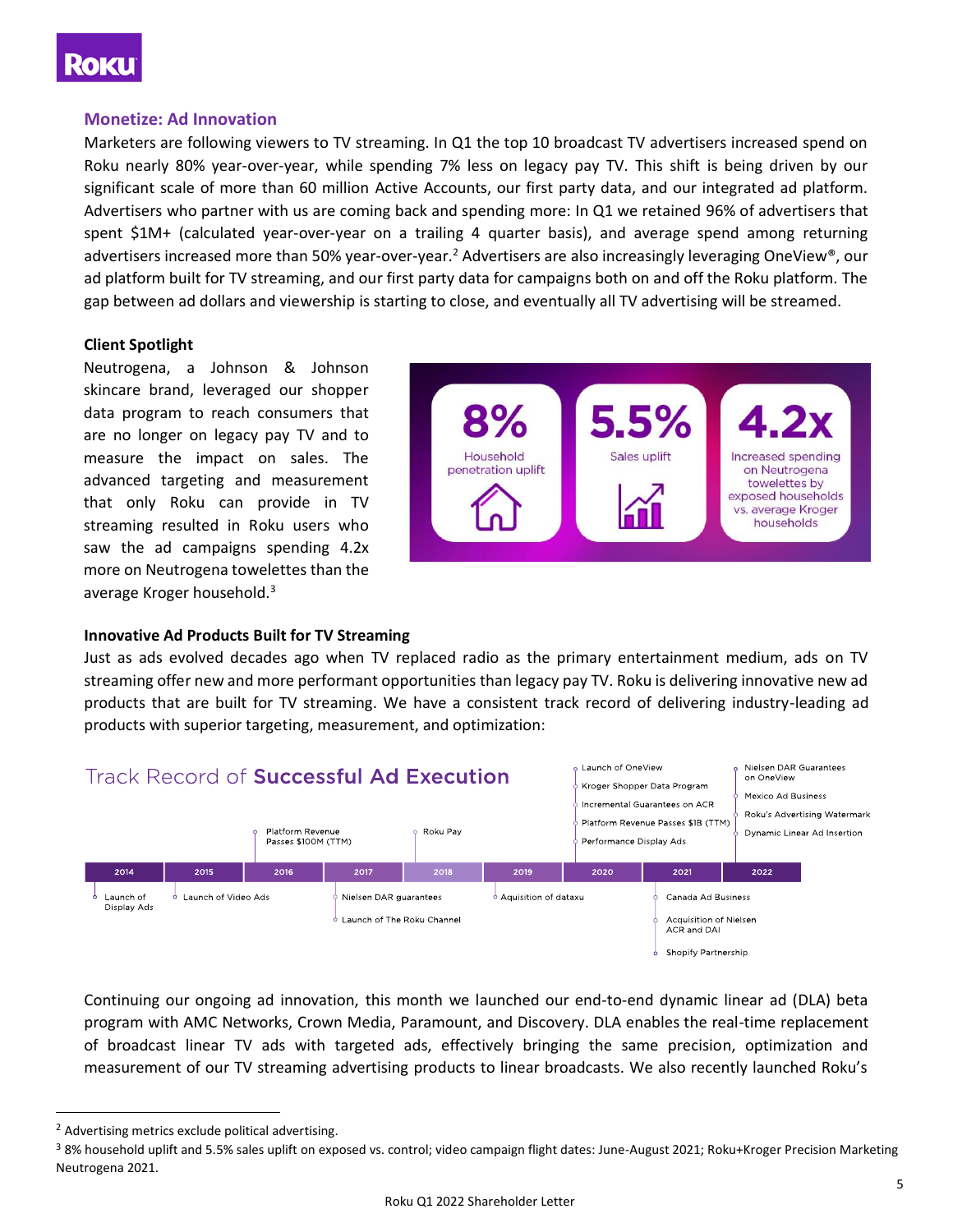## Monetize: Ad Innovation

Marketers are following viewers to TV streaming. In Q1 the top 10 broadcast TV advertisers increased spend on Roku nearly 80% year-over-year, while spending 7% less on legacy pay TV. This shift is being driven by our significant scale of more than 60 million Active Accounts, our first party data, and our integrated ad platform. Advertisers who partner with us are coming back and spending more: In Q1 we retained 96% of advertisers that spent $1M+ (calculated year-over-year on a trailing 4 quarter basis), and average spend among returning advertisers increased more than 50% year-over-year.[2] Advertisers are also increasingly leveraging OneView®, our ad platform built for TV streaming, and our first party data for campaigns both on and off the Roku platform. The gap between ad dollars and viewership is starting to close, and eventually all TV advertising will be streamed.

### Client Spotlight

Neutrogena, a Johnson & Johnson skincare brand, leveraged our shopper data program to reach consumers that are no longer on legacy pay TV and to measure the impact on sales. The advanced targeting and measurement that only Roku can provide in TV streaming resulted in Roku users who saw the ad campaigns spending 4.2x more on Neutrogena towelettes than the average Kroger household.[3]

- **8%** Household penetration uplift
- **5.5%** Sales uplift
- **4.2x** Increased spending on Neutrogena towelettes by exposed households vs. average Kroger households

### Innovative Ad Products Built for TV Streaming

Just as ads evolved decades ago when TV replaced radio as the primary entertainment medium, ads on TV streaming offer new and more performant opportunities than legacy pay TV. Roku is delivering innovative new ad products that are built for TV streaming. We have a consistent track record of delivering industry-leading ad products with superior targeting, measurement, and optimization:

**Track Record of Successful Ad Execution**

| Year | Milestones |
|---|---|
| 2014 | Launch of Display Ads |
| 2015 | Launch of Video Ads |
| 2016 | Platform Revenue Passes $100M (TTM) |
| 2017 | Nielsen DAR guarantees; Launch of The Roku Channel |
| 2018 | Roku Pay |
| 2019 | Aquisition of dataxu |
| 2020 | Launch of OneView; Kroger Shopper Data Program; Incremental Guarantees on ACR; Platform Revenue Passes $1B (TTM); Performance Display Ads |
| 2021 | Canada Ad Business; Acquisition of Nielsen ACR and DAI; Shopify Partnership |
| 2022 | Nielsen DAR Guarantees on OneView; Mexico Ad Business; Roku's Advertising Watermark; Dynamic Linear Ad Insertion |

Continuing our ongoing ad innovation, this month we launched our end-to-end dynamic linear ad (DLA) beta program with AMC Networks, Crown Media, Paramount, and Discovery. DLA enables the real-time replacement of broadcast linear TV ads with targeted ads, effectively bringing the same precision, optimization and measurement of our TV streaming advertising products to linear broadcasts. We also recently launched Roku's

---

[2] Advertising metrics exclude political advertising.

[3] 8% household uplift and 5.5% sales uplift on exposed vs. control; video campaign flight dates: June-August 2021; Roku+Kroger Precision Marketing Neutrogena 2021.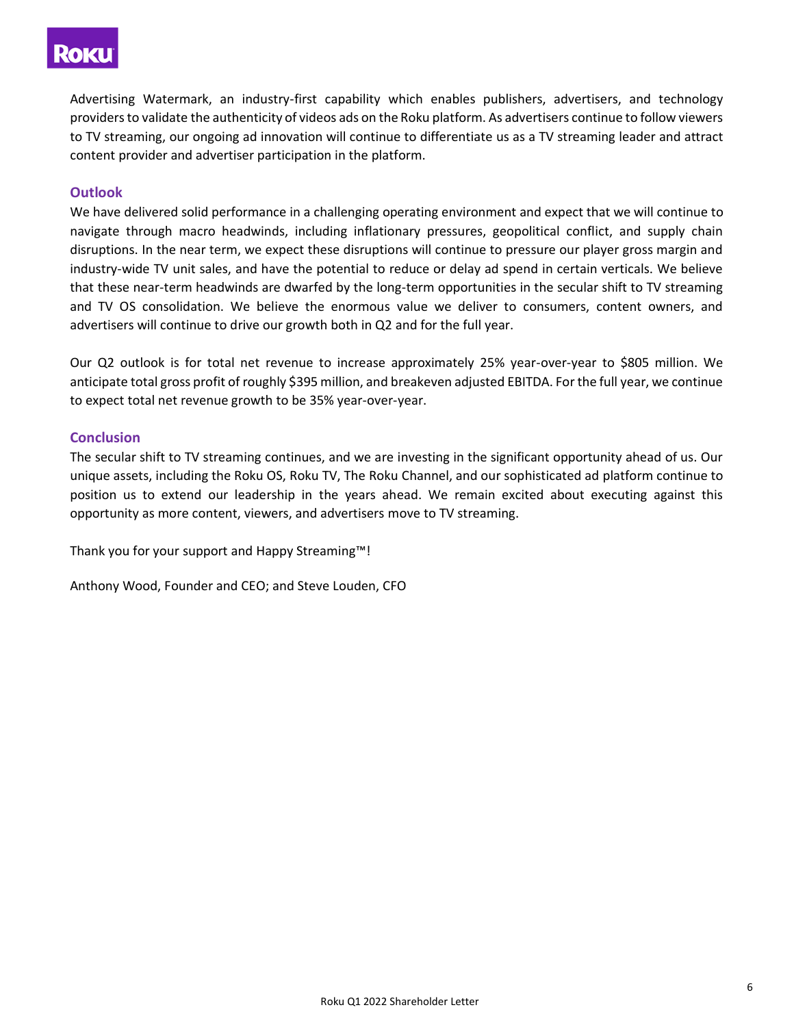Advertising Watermark, an industry-first capability which enables publishers, advertisers, and technology providers to validate the authenticity of videos ads on the Roku platform. As advertisers continue to follow viewers to TV streaming, our ongoing ad innovation will continue to differentiate us as a TV streaming leader and attract content provider and advertiser participation in the platform.

## Outlook

We have delivered solid performance in a challenging operating environment and expect that we will continue to navigate through macro headwinds, including inflationary pressures, geopolitical conflict, and supply chain disruptions. In the near term, we expect these disruptions will continue to pressure our player gross margin and industry-wide TV unit sales, and have the potential to reduce or delay ad spend in certain verticals. We believe that these near-term headwinds are dwarfed by the long-term opportunities in the secular shift to TV streaming and TV OS consolidation. We believe the enormous value we deliver to consumers, content owners, and advertisers will continue to drive our growth both in Q2 and for the full year.

Our Q2 outlook is for total net revenue to increase approximately 25% year-over-year to $805 million. We anticipate total gross profit of roughly $395 million, and breakeven adjusted EBITDA. For the full year, we continue to expect total net revenue growth to be 35% year-over-year.

## Conclusion

The secular shift to TV streaming continues, and we are investing in the significant opportunity ahead of us. Our unique assets, including the Roku OS, Roku TV, The Roku Channel, and our sophisticated ad platform continue to position us to extend our leadership in the years ahead. We remain excited about executing against this opportunity as more content, viewers, and advertisers move to TV streaming.

Thank you for your support and Happy Streaming™!

Anthony Wood, Founder and CEO; and Steve Louden, CFO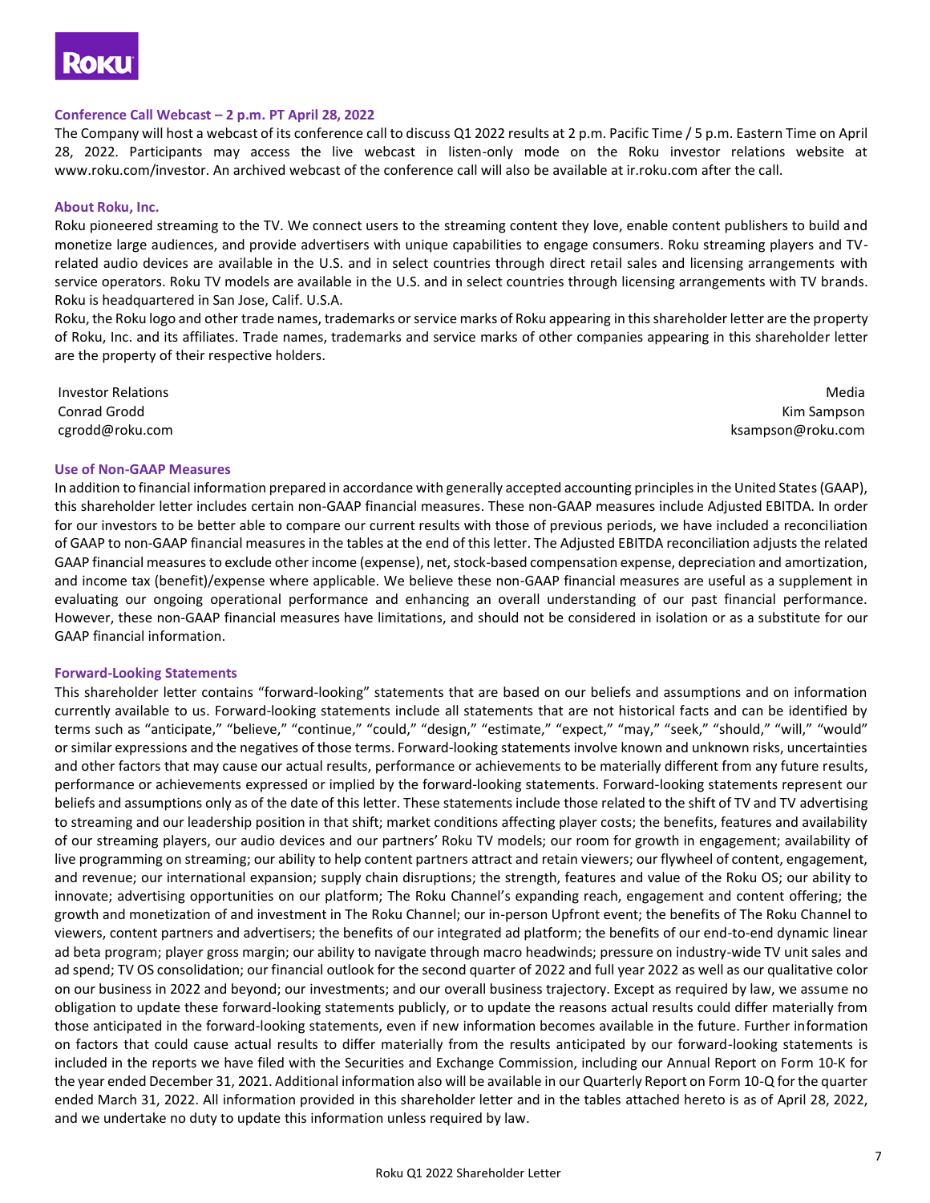### Conference Call Webcast – 2 p.m. PT April 28, 2022

The Company will host a webcast of its conference call to discuss Q1 2022 results at 2 p.m. Pacific Time / 5 p.m. Eastern Time on April 28, 2022. Participants may access the live webcast in listen-only mode on the Roku investor relations website at www.roku.com/investor. An archived webcast of the conference call will also be available at ir.roku.com after the call.

### About Roku, Inc.

Roku pioneered streaming to the TV. We connect users to the streaming content they love, enable content publishers to build and monetize large audiences, and provide advertisers with unique capabilities to engage consumers. Roku streaming players and TV-related audio devices are available in the U.S. and in select countries through direct retail sales and licensing arrangements with service operators. Roku TV models are available in the U.S. and in select countries through licensing arrangements with TV brands. Roku is headquartered in San Jose, Calif. U.S.A.

Roku, the Roku logo and other trade names, trademarks or service marks of Roku appearing in this shareholder letter are the property of Roku, Inc. and its affiliates. Trade names, trademarks and service marks of other companies appearing in this shareholder letter are the property of their respective holders.

Investor Relations
Conrad Grodd
cgrodd@roku.com

Media
Kim Sampson
ksampson@roku.com

### Use of Non-GAAP Measures

In addition to financial information prepared in accordance with generally accepted accounting principles in the United States (GAAP), this shareholder letter includes certain non-GAAP financial measures. These non-GAAP measures include Adjusted EBITDA. In order for our investors to be better able to compare our current results with those of previous periods, we have included a reconciliation of GAAP to non-GAAP financial measures in the tables at the end of this letter. The Adjusted EBITDA reconciliation adjusts the related GAAP financial measures to exclude other income (expense), net, stock-based compensation expense, depreciation and amortization, and income tax (benefit)/expense where applicable. We believe these non-GAAP financial measures are useful as a supplement in evaluating our ongoing operational performance and enhancing an overall understanding of our past financial performance. However, these non-GAAP financial measures have limitations, and should not be considered in isolation or as a substitute for our GAAP financial information.

### Forward-Looking Statements

This shareholder letter contains "forward-looking" statements that are based on our beliefs and assumptions and on information currently available to us. Forward-looking statements include all statements that are not historical facts and can be identified by terms such as "anticipate," "believe," "continue," "could," "design," "estimate," "expect," "may," "seek," "should," "will," "would" or similar expressions and the negatives of those terms. Forward-looking statements involve known and unknown risks, uncertainties and other factors that may cause our actual results, performance or achievements to be materially different from any future results, performance or achievements expressed or implied by the forward-looking statements. Forward-looking statements represent our beliefs and assumptions only as of the date of this letter. These statements include those related to the shift of TV and TV advertising to streaming and our leadership position in that shift; market conditions affecting player costs; the benefits, features and availability of our streaming players, our audio devices and our partners' Roku TV models; our room for growth in engagement; availability of live programming on streaming; our ability to help content partners attract and retain viewers; our flywheel of content, engagement, and revenue; our international expansion; supply chain disruptions; the strength, features and value of the Roku OS; our ability to innovate; advertising opportunities on our platform; The Roku Channel's expanding reach, engagement and content offering; the growth and monetization of and investment in The Roku Channel; our in-person Upfront event; the benefits of The Roku Channel to viewers, content partners and advertisers; the benefits of our integrated ad platform; the benefits of our end-to-end dynamic linear ad beta program; player gross margin; our ability to navigate through macro headwinds; pressure on industry-wide TV unit sales and ad spend; TV OS consolidation; our financial outlook for the second quarter of 2022 and full year 2022 as well as our qualitative color on our business in 2022 and beyond; our investments; and our overall business trajectory. Except as required by law, we assume no obligation to update these forward-looking statements publicly, or to update the reasons actual results could differ materially from those anticipated in the forward-looking statements, even if new information becomes available in the future. Further information on factors that could cause actual results to differ materially from the results anticipated by our forward-looking statements is included in the reports we have filed with the Securities and Exchange Commission, including our Annual Report on Form 10-K for the year ended December 31, 2021. Additional information also will be available in our Quarterly Report on Form 10-Q for the quarter ended March 31, 2022. All information provided in this shareholder letter and in the tables attached hereto is as of April 28, 2022, and we undertake no duty to update this information unless required by law.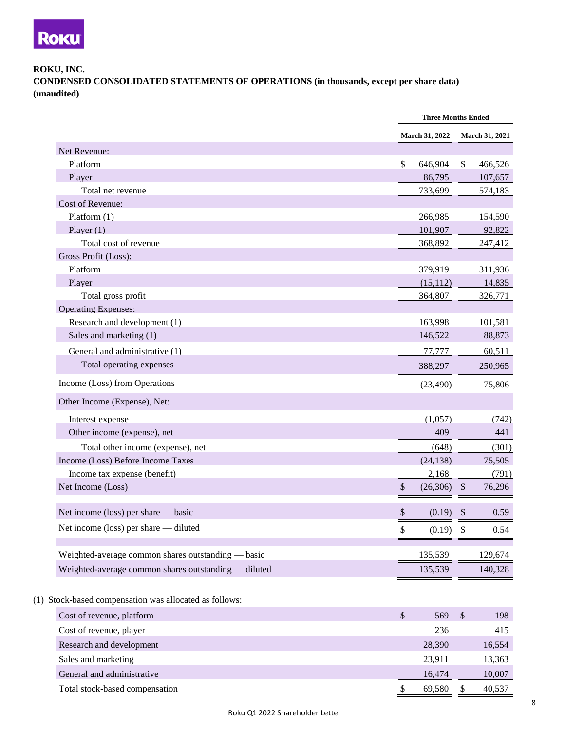**ROKU, INC.**
**CONDENSED CONSOLIDATED STATEMENTS OF OPERATIONS (in thousands, except per share data)**
**(unaudited)**

| | Three Months Ended | |
|---|---|---|
| | March 31, 2022 | March 31, 2021 |
| Net Revenue: | | |
| Platform | $ 646,904 | $ 466,526 |
| Player | 86,795 | 107,657 |
| Total net revenue | 733,699 | 574,183 |
| Cost of Revenue: | | |
| Platform (1) | 266,985 | 154,590 |
| Player (1) | 101,907 | 92,822 |
| Total cost of revenue | 368,892 | 247,412 |
| Gross Profit (Loss): | | |
| Platform | 379,919 | 311,936 |
| Player | (15,112) | 14,835 |
| Total gross profit | 364,807 | 326,771 |
| Operating Expenses: | | |
| Research and development (1) | 163,998 | 101,581 |
| Sales and marketing (1) | 146,522 | 88,873 |
| General and administrative (1) | 77,777 | 60,511 |
| Total operating expenses | 388,297 | 250,965 |
| Income (Loss) from Operations | (23,490) | 75,806 |
| Other Income (Expense), Net: | | |
| Interest expense | (1,057) | (742) |
| Other income (expense), net | 409 | 441 |
| Total other income (expense), net | (648) | (301) |
| Income (Loss) Before Income Taxes | (24,138) | 75,505 |
| Income tax expense (benefit) | 2,168 | (791) |
| Net Income (Loss) | $ (26,306) | $ 76,296 |
| Net income (loss) per share — basic | $ (0.19) | $ 0.59 |
| Net income (loss) per share — diluted | $ (0.19) | $ 0.54 |
| Weighted-average common shares outstanding — basic | 135,539 | 129,674 |
| Weighted-average common shares outstanding — diluted | 135,539 | 140,328 |

(1) Stock-based compensation was allocated as follows:

| | | |
|---|---|---|
| Cost of revenue, platform | $ 569 | $ 198 |
| Cost of revenue, player | 236 | 415 |
| Research and development | 28,390 | 16,554 |
| Sales and marketing | 23,911 | 13,363 |
| General and administrative | 16,474 | 10,007 |
| Total stock-based compensation | $ 69,580 | $ 40,537 |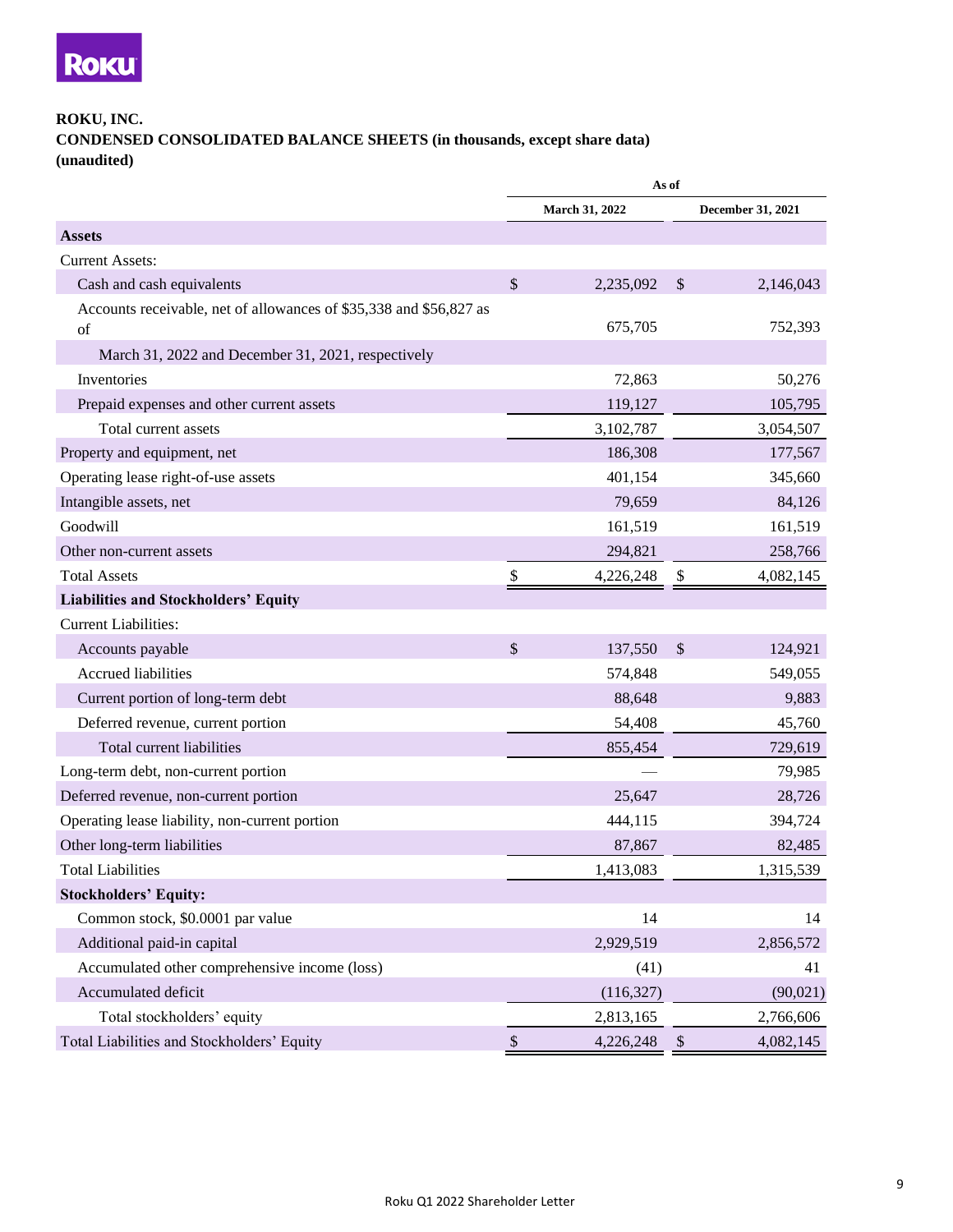**ROKU, INC.**
**CONDENSED CONSOLIDATED BALANCE SHEETS (in thousands, except share data)**
**(unaudited)**

| | As of | |
|---|---|---|
| | March 31, 2022 | December 31, 2021 |
| **Assets** | | |
| Current Assets: | | |
| Cash and cash equivalents | $ 2,235,092 | $ 2,146,043 |
| Accounts receivable, net of allowances of $35,338 and $56,827 as of March 31, 2022 and December 31, 2021, respectively | 675,705 | 752,393 |
| Inventories | 72,863 | 50,276 |
| Prepaid expenses and other current assets | 119,127 | 105,795 |
| Total current assets | 3,102,787 | 3,054,507 |
| Property and equipment, net | 186,308 | 177,567 |
| Operating lease right-of-use assets | 401,154 | 345,660 |
| Intangible assets, net | 79,659 | 84,126 |
| Goodwill | 161,519 | 161,519 |
| Other non-current assets | 294,821 | 258,766 |
| Total Assets | $ 4,226,248 | $ 4,082,145 |
| **Liabilities and Stockholders' Equity** | | |
| Current Liabilities: | | |
| Accounts payable | $ 137,550 | $ 124,921 |
| Accrued liabilities | 574,848 | 549,055 |
| Current portion of long-term debt | 88,648 | 9,883 |
| Deferred revenue, current portion | 54,408 | 45,760 |
| Total current liabilities | 855,454 | 729,619 |
| Long-term debt, non-current portion | — | 79,985 |
| Deferred revenue, non-current portion | 25,647 | 28,726 |
| Operating lease liability, non-current portion | 444,115 | 394,724 |
| Other long-term liabilities | 87,867 | 82,485 |
| Total Liabilities | 1,413,083 | 1,315,539 |
| **Stockholders' Equity:** | | |
| Common stock, $0.0001 par value | 14 | 14 |
| Additional paid-in capital | 2,929,519 | 2,856,572 |
| Accumulated other comprehensive income (loss) | (41) | 41 |
| Accumulated deficit | (116,327) | (90,021) |
| Total stockholders' equity | 2,813,165 | 2,766,606 |
| Total Liabilities and Stockholders' Equity | $ 4,226,248 | $ 4,082,145 |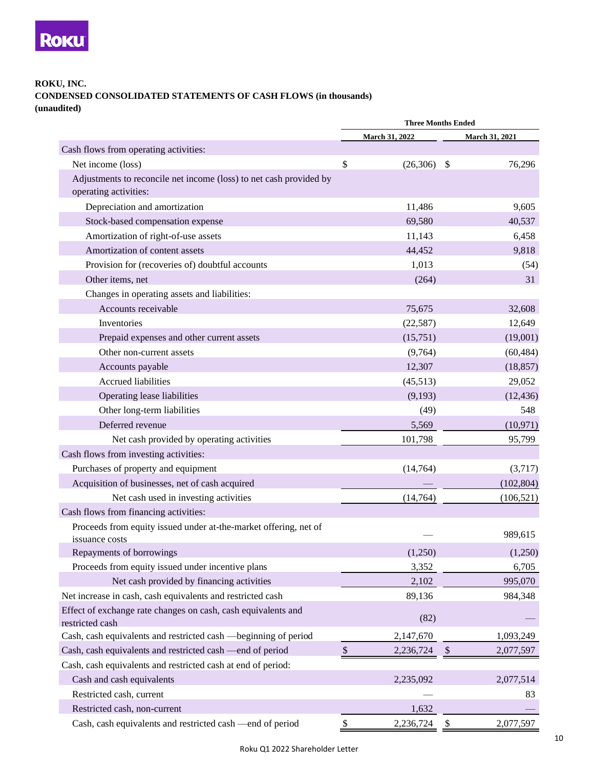**ROKU, INC.**
**CONDENSED CONSOLIDATED STATEMENTS OF CASH FLOWS (in thousands)**
**(unaudited)**

| | Three Months Ended | |
|---|---|---|
| | March 31, 2022 | March 31, 2021 |
| Cash flows from operating activities: | | |
| Net income (loss) | $ (26,306) | $ 76,296 |
| Adjustments to reconcile net income (loss) to net cash provided by operating activities: | | |
| Depreciation and amortization | 11,486 | 9,605 |
| Stock-based compensation expense | 69,580 | 40,537 |
| Amortization of right-of-use assets | 11,143 | 6,458 |
| Amortization of content assets | 44,452 | 9,818 |
| Provision for (recoveries of) doubtful accounts | 1,013 | (54) |
| Other items, net | (264) | 31 |
| Changes in operating assets and liabilities: | | |
| Accounts receivable | 75,675 | 32,608 |
| Inventories | (22,587) | 12,649 |
| Prepaid expenses and other current assets | (15,751) | (19,001) |
| Other non-current assets | (9,764) | (60,484) |
| Accounts payable | 12,307 | (18,857) |
| Accrued liabilities | (45,513) | 29,052 |
| Operating lease liabilities | (9,193) | (12,436) |
| Other long-term liabilities | (49) | 548 |
| Deferred revenue | 5,569 | (10,971) |
| Net cash provided by operating activities | 101,798 | 95,799 |
| Cash flows from investing activities: | | |
| Purchases of property and equipment | (14,764) | (3,717) |
| Acquisition of businesses, net of cash acquired | — | (102,804) |
| Net cash used in investing activities | (14,764) | (106,521) |
| Cash flows from financing activities: | | |
| Proceeds from equity issued under at-the-market offering, net of issuance costs | — | 989,615 |
| Repayments of borrowings | (1,250) | (1,250) |
| Proceeds from equity issued under incentive plans | 3,352 | 6,705 |
| Net cash provided by financing activities | 2,102 | 995,070 |
| Net increase in cash, cash equivalents and restricted cash | 89,136 | 984,348 |
| Effect of exchange rate changes on cash, cash equivalents and restricted cash | (82) | — |
| Cash, cash equivalents and restricted cash —beginning of period | 2,147,670 | 1,093,249 |
| Cash, cash equivalents and restricted cash —end of period | $ 2,236,724 | $ 2,077,597 |
| Cash, cash equivalents and restricted cash at end of period: | | |
| Cash and cash equivalents | 2,235,092 | 2,077,514 |
| Restricted cash, current | — | 83 |
| Restricted cash, non-current | 1,632 | — |
| Cash, cash equivalents and restricted cash —end of period | $ 2,236,724 | $ 2,077,597 |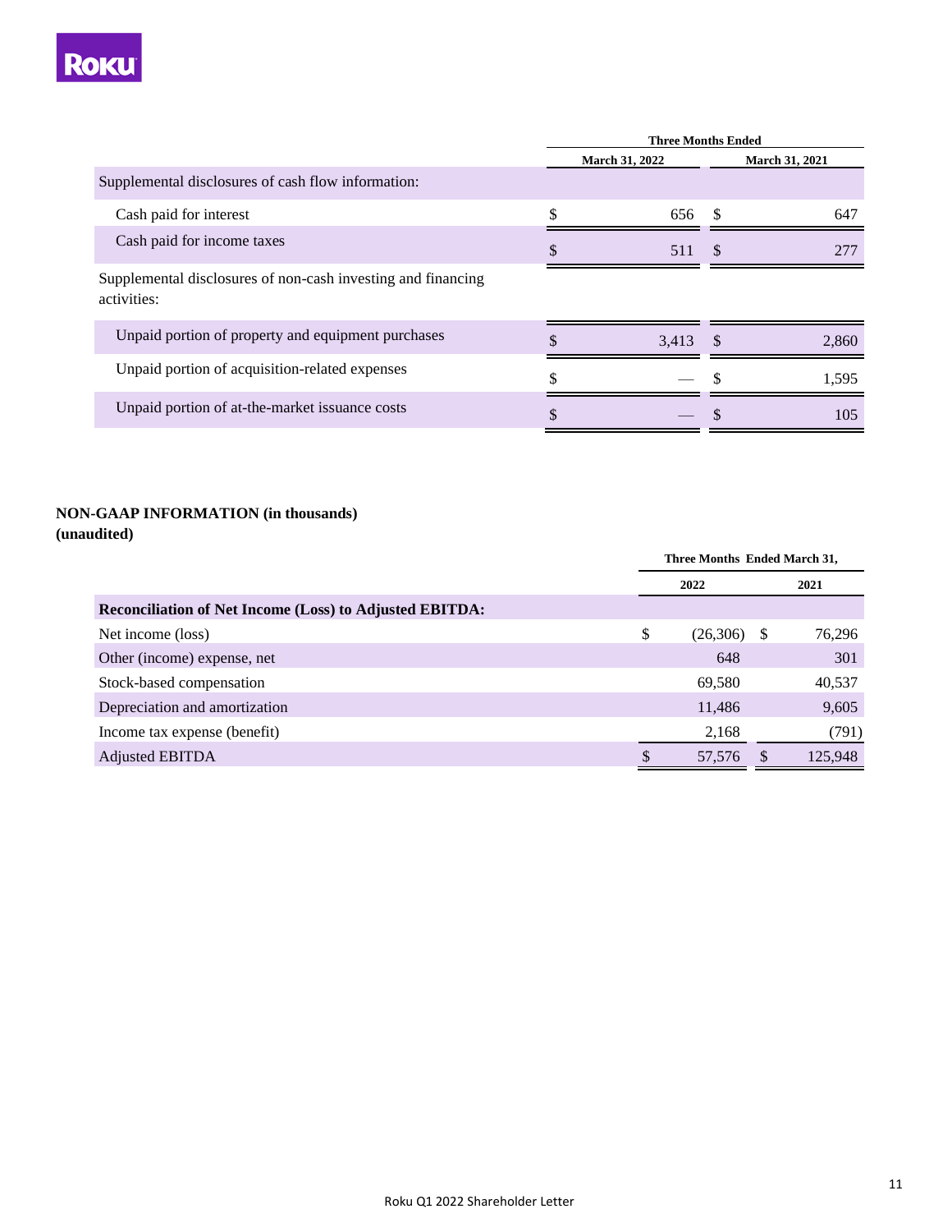| | Three Months Ended | |
|---|---|---|
| | March 31, 2022 | March 31, 2021 |
| Supplemental disclosures of cash flow information: | | |
| Cash paid for interest | $ 656 | $ 647 |
| Cash paid for income taxes | $ 511 | $ 277 |
| Supplemental disclosures of non-cash investing and financing activities: | | |
| Unpaid portion of property and equipment purchases | $ 3,413 | $ 2,860 |
| Unpaid portion of acquisition-related expenses | $ — | $ 1,595 |
| Unpaid portion of at-the-market issuance costs | $ — | $ 105 |

**NON-GAAP INFORMATION (in thousands)**
**(unaudited)**

| | Three Months Ended March 31, | |
|---|---|---|
| | 2022 | 2021 |
| **Reconciliation of Net Income (Loss) to Adjusted EBITDA:** | | |
| Net income (loss) | $ (26,306) | $ 76,296 |
| Other (income) expense, net | 648 | 301 |
| Stock-based compensation | 69,580 | 40,537 |
| Depreciation and amortization | 11,486 | 9,605 |
| Income tax expense (benefit) | 2,168 | (791) |
| Adjusted EBITDA | $ 57,576 | $ 125,948 |